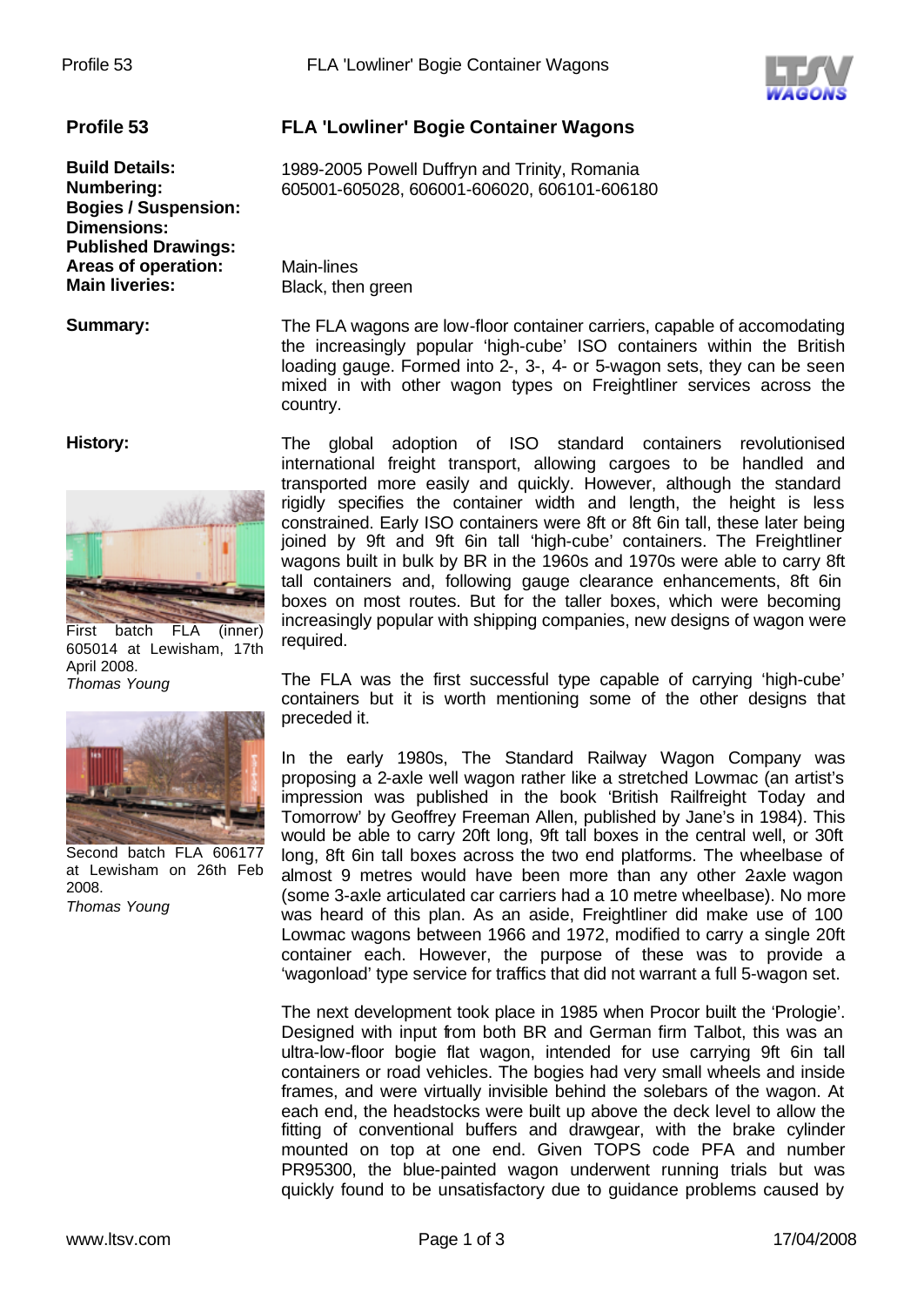## Profile 53

## FLA 'Lowliner' Bogie Container Wagons

**Build Details:** 1989-2005 Powell Duffryn and Trinity, Romania
**Numbering:** 605001-605028, 606001-606020, 606101-606180
**Bogies / Suspension:**
**Dimensions:**
**Published Drawings:**
**Areas of operation:** Main-lines
**Main liveries:** Black, then green

**Summary:**

The FLA wagons are low-floor container carriers, capable of accomodating the increasingly popular 'high-cube' ISO containers within the British loading gauge. Formed into 2-, 3-, 4- or 5-wagon sets, they can be seen mixed in with other wagon types on Freightliner services across the country.

**History:**

First batch FLA (inner) 605014 at Lewisham, 17th April 2008.
*Thomas Young*

Second batch FLA 606177 at Lewisham on 26th Feb 2008.
*Thomas Young*

The global adoption of ISO standard containers revolutionised international freight transport, allowing cargoes to be handled and transported more easily and quickly. However, although the standard rigidly specifies the container width and length, the height is less constrained. Early ISO containers were 8ft or 8ft 6in tall, these later being joined by 9ft and 9ft 6in tall 'high-cube' containers. The Freightliner wagons built in bulk by BR in the 1960s and 1970s were able to carry 8ft tall containers and, following gauge clearance enhancements, 8ft 6in boxes on most routes. But for the taller boxes, which were becoming increasingly popular with shipping companies, new designs of wagon were required.

The FLA was the first successful type capable of carrying 'high-cube' containers but it is worth mentioning some of the other designs that preceded it.

In the early 1980s, The Standard Railway Wagon Company was proposing a 2-axle well wagon rather like a stretched Lowmac (an artist's impression was published in the book 'British Railfreight Today and Tomorrow' by Geoffrey Freeman Allen, published by Jane's in 1984). This would be able to carry 20ft long, 9ft tall boxes in the central well, or 30ft long, 8ft 6in tall boxes across the two end platforms. The wheelbase of almost 9 metres would have been more than any other 2-axle wagon (some 3-axle articulated car carriers had a 10 metre wheelbase). No more was heard of this plan. As an aside, Freightliner did make use of 100 Lowmac wagons between 1966 and 1972, modified to carry a single 20ft container each. However, the purpose of these was to provide a 'wagonload' type service for traffics that did not warrant a full 5-wagon set.

The next development took place in 1985 when Procor built the 'Prologie'. Designed with input from both BR and German firm Talbot, this was an ultra-low-floor bogie flat wagon, intended for use carrying 9ft 6in tall containers or road vehicles. The bogies had very small wheels and inside frames, and were virtually invisible behind the solebars of the wagon. At each end, the headstocks were built up above the deck level to allow the fitting of conventional buffers and drawgear, with the brake cylinder mounted on top at one end. Given TOPS code PFA and number PR95300, the blue-painted wagon underwent running trials but was quickly found to be unsatisfactory due to guidance problems caused by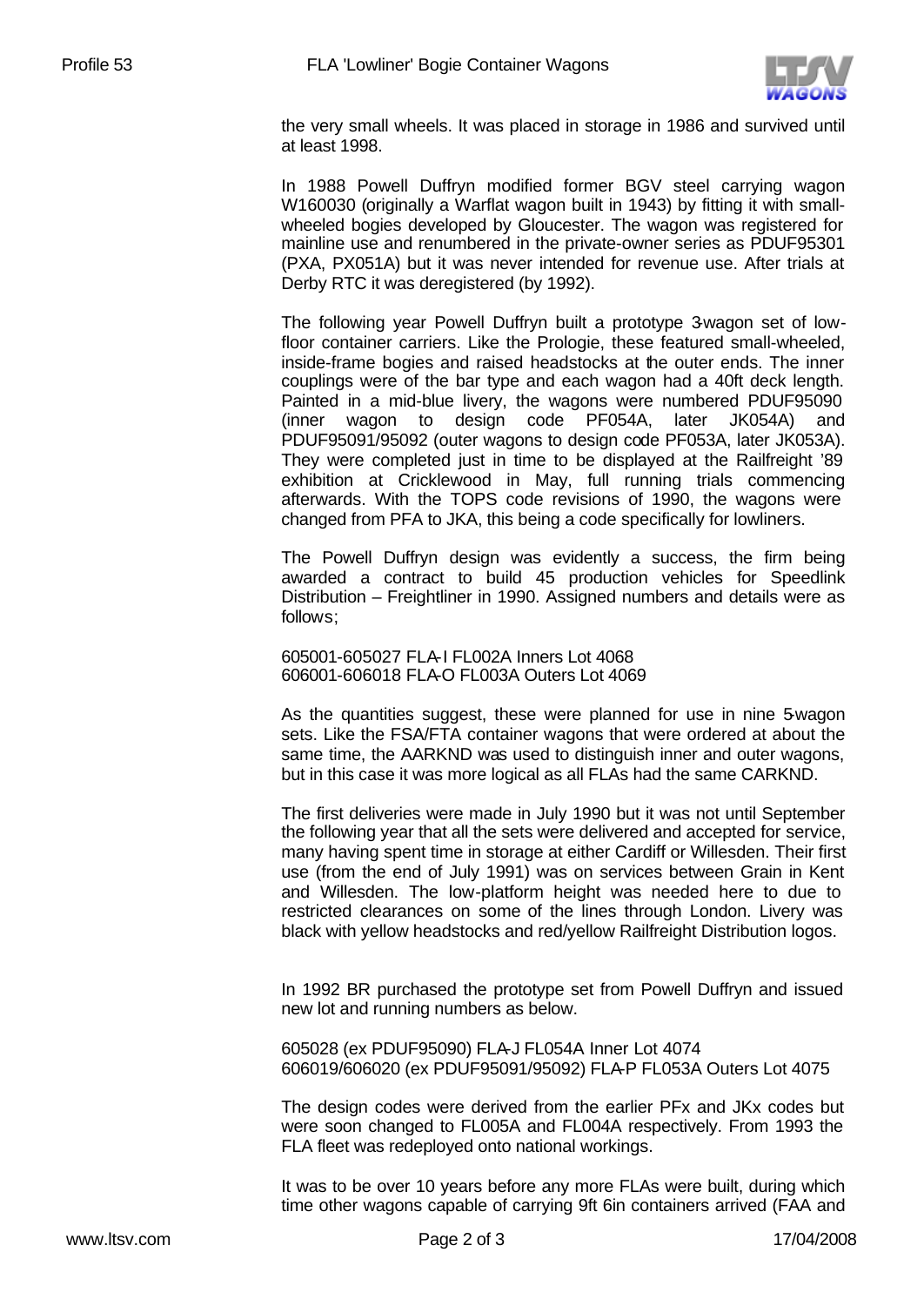the very small wheels. It was placed in storage in 1986 and survived until at least 1998.

In 1988 Powell Duffryn modified former BGV steel carrying wagon W160030 (originally a Warflat wagon built in 1943) by fitting it with small-wheeled bogies developed by Gloucester. The wagon was registered for mainline use and renumbered in the private-owner series as PDUF95301 (PXA, PX051A) but it was never intended for revenue use. After trials at Derby RTC it was deregistered (by 1992).

The following year Powell Duffryn built a prototype 3-wagon set of low-floor container carriers. Like the Prologie, these featured small-wheeled, inside-frame bogies and raised headstocks at the outer ends. The inner couplings were of the bar type and each wagon had a 40ft deck length. Painted in a mid-blue livery, the wagons were numbered PDUF95090 (inner wagon to design code PF054A, later JK054A) and PDUF95091/95092 (outer wagons to design code PF053A, later JK053A). They were completed just in time to be displayed at the Railfreight '89 exhibition at Cricklewood in May, full running trials commencing afterwards. With the TOPS code revisions of 1990, the wagons were changed from PFA to JKA, this being a code specifically for lowliners.

The Powell Duffryn design was evidently a success, the firm being awarded a contract to build 45 production vehicles for Speedlink Distribution – Freightliner in 1990. Assigned numbers and details were as follows;

605001-605027 FLA-I FL002A Inners Lot 4068
606001-606018 FLA-O FL003A Outers Lot 4069

As the quantities suggest, these were planned for use in nine 5-wagon sets. Like the FSA/FTA container wagons that were ordered at about the same time, the AARKND was used to distinguish inner and outer wagons, but in this case it was more logical as all FLAs had the same CARKND.

The first deliveries were made in July 1990 but it was not until September the following year that all the sets were delivered and accepted for service, many having spent time in storage at either Cardiff or Willesden. Their first use (from the end of July 1991) was on services between Grain in Kent and Willesden. The low-platform height was needed here to due to restricted clearances on some of the lines through London. Livery was black with yellow headstocks and red/yellow Railfreight Distribution logos.

In 1992 BR purchased the prototype set from Powell Duffryn and issued new lot and running numbers as below.

605028 (ex PDUF95090) FLA-J FL054A Inner Lot 4074
606019/606020 (ex PDUF95091/95092) FLA-P FL053A Outers Lot 4075

The design codes were derived from the earlier PFx and JKx codes but were soon changed to FL005A and FL004A respectively. From 1993 the FLA fleet was redeployed onto national workings.

It was to be over 10 years before any more FLAs were built, during which time other wagons capable of carrying 9ft 6in containers arrived (FAA and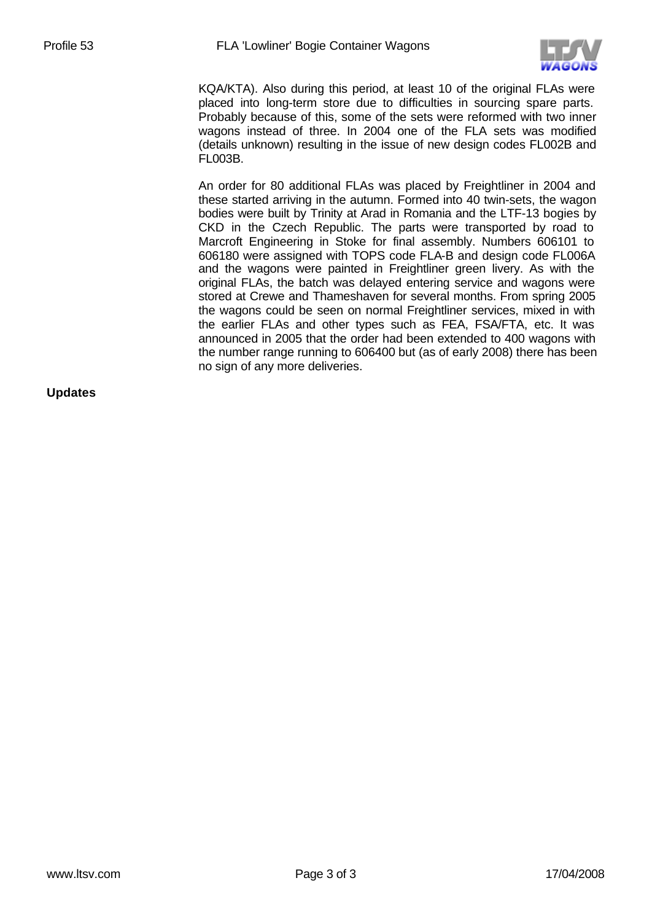KQA/KTA). Also during this period, at least 10 of the original FLAs were placed into long-term store due to difficulties in sourcing spare parts. Probably because of this, some of the sets were reformed with two inner wagons instead of three. In 2004 one of the FLA sets was modified (details unknown) resulting in the issue of new design codes FL002B and FL003B.

An order for 80 additional FLAs was placed by Freightliner in 2004 and these started arriving in the autumn. Formed into 40 twin-sets, the wagon bodies were built by Trinity at Arad in Romania and the LTF-13 bogies by CKD in the Czech Republic. The parts were transported by road to Marcroft Engineering in Stoke for final assembly. Numbers 606101 to 606180 were assigned with TOPS code FLA-B and design code FL006A and the wagons were painted in Freightliner green livery. As with the original FLAs, the batch was delayed entering service and wagons were stored at Crewe and Thameshaven for several months. From spring 2005 the wagons could be seen on normal Freightliner services, mixed in with the earlier FLAs and other types such as FEA, FSA/FTA, etc. It was announced in 2005 that the order had been extended to 400 wagons with the number range running to 606400 but (as of early 2008) there has been no sign of any more deliveries.

**Updates**